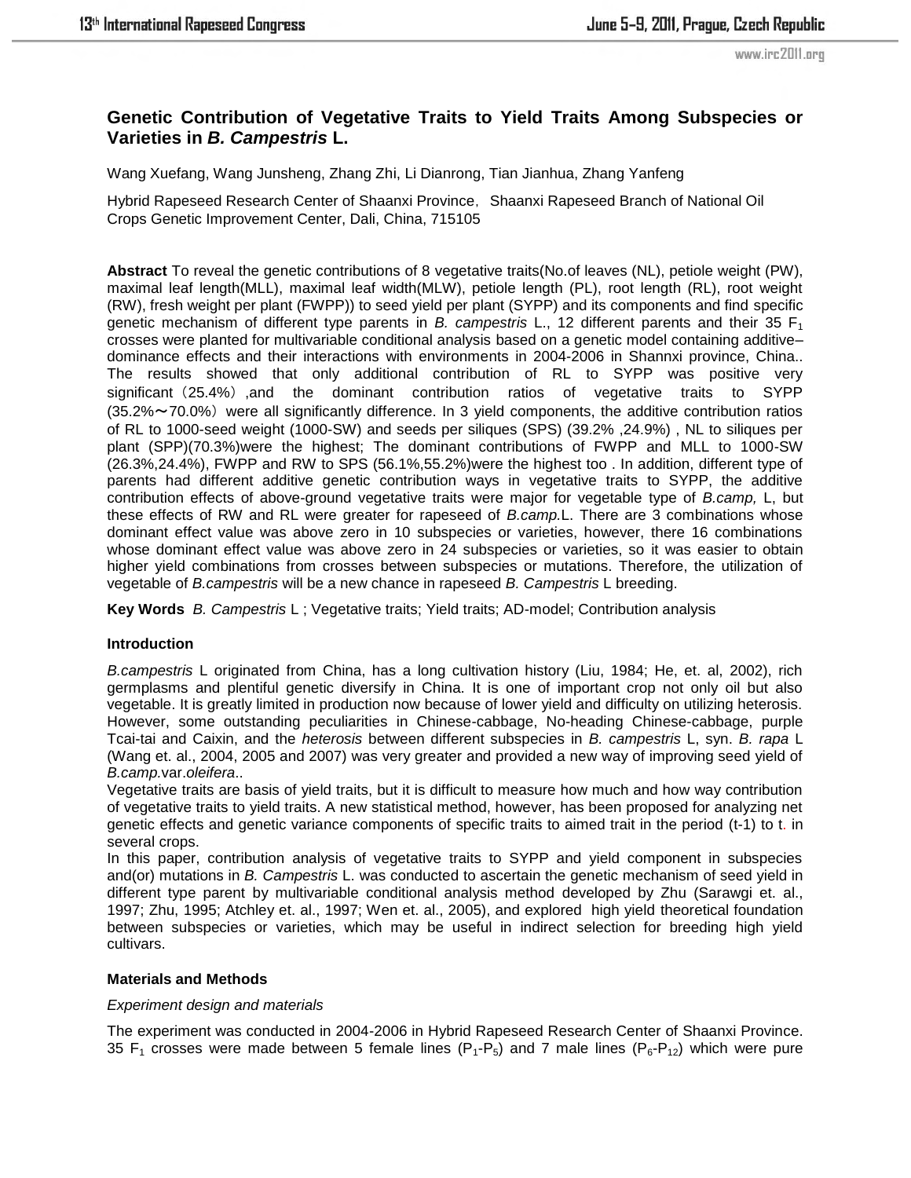# Genetic Contribution of Vegetative Traits to Yield Traits Among Subspecies or Varieties in *B. Campestris* L.

Wang Xuefang, Wang Junsheng, Zhang Zhi, Li Dianrong, Tian Jianhua, Zhang Yanfeng

Hybrid Rapeseed Research Center of Shaanxi Province, Shaanxi Rapeseed Branch of National Oil Crops Genetic Improvement Center, Dali, China, 715105

**Abstract** To reveal the genetic contributions of 8 vegetative traits(No.of leaves (NL), petiole weight (PW), maximal leaf length(MLL), maximal leaf width(MLW), petiole length (PL), root length (RL), root weight (RW), fresh weight per plant (FWPP)) to seed yield per plant (SYPP) and its components and find specific genetic mechanism of different type parents in *B. campestris* L., 12 different parents and their 35 $F_1$ crosses were planted for multivariable conditional analysis based on a genetic model containing additive–dominance effects and their interactions with environments in 2004-2006 in Shannxi province, China.. The results showed that only additional contribution of RL to SYPP was positive very significant（25.4%）,and the dominant contribution ratios of vegetative traits to SYPP (35.2%～70.0%）were all significantly difference. In 3 yield components, the additive contribution ratios of RL to 1000-seed weight (1000-SW) and seeds per siliques (SPS) (39.2% ,24.9%) , NL to siliques per plant (SPP)(70.3%)were the highest; The dominant contributions of FWPP and MLL to 1000-SW (26.3%,24.4%), FWPP and RW to SPS (56.1%,55.2%)were the highest too . In addition, different type of parents had different additive genetic contribution ways in vegetative traits to SYPP, the additive contribution effects of above-ground vegetative traits were major for vegetable type of *B.camp,* L, but these effects of RW and RL were greater for rapeseed of *B.camp.*L. There are 3 combinations whose dominant effect value was above zero in 10 subspecies or varieties, however, there 16 combinations whose dominant effect value was above zero in 24 subspecies or varieties, so it was easier to obtain higher yield combinations from crosses between subspecies or mutations. Therefore, the utilization of vegetable of *B.campestris* will be a new chance in rapeseed *B. Campestris* L breeding.

**Key Words** *B. Campestris* L ; Vegetative traits; Yield traits; AD-model; Contribution analysis

## Introduction

*B.campestris* L originated from China, has a long cultivation history (Liu, 1984; He, et. al, 2002), rich germplasms and plentiful genetic diversify in China. It is one of important crop not only oil but also vegetable. It is greatly limited in production now because of lower yield and difficulty on utilizing heterosis. However, some outstanding peculiarities in Chinese-cabbage, No-heading Chinese-cabbage, purple Tcai-tai and Caixin, and the *heterosis* between different subspecies in *B. campestris* L, syn. *B. rapa* L (Wang et. al., 2004, 2005 and 2007) was very greater and provided a new way of improving seed yield of *B.camp.*var.*oleifera*..

Vegetative traits are basis of yield traits, but it is difficult to measure how much and how way contribution of vegetative traits to yield traits. A new statistical method, however, has been proposed for analyzing net genetic effects and genetic variance components of specific traits to aimed trait in the period (t-1) to t. in several crops.

In this paper, contribution analysis of vegetative traits to SYPP and yield component in subspecies and(or) mutations in *B. Campestris* L. was conducted to ascertain the genetic mechanism of seed yield in different type parent by multivariable conditional analysis method developed by Zhu (Sarawgi et. al., 1997; Zhu, 1995; Atchley et. al., 1997; Wen et. al., 2005), and explored high yield theoretical foundation between subspecies or varieties, which may be useful in indirect selection for breeding high yield cultivars.

## Materials and Methods

*Experiment design and materials*

The experiment was conducted in 2004-2006 in Hybrid Rapeseed Research Center of Shaanxi Province. 35 $F_1$ crosses were made between 5 female lines ($P_1$-$P_5$) and 7 male lines ($P_6$-$P_{12}$) which were pure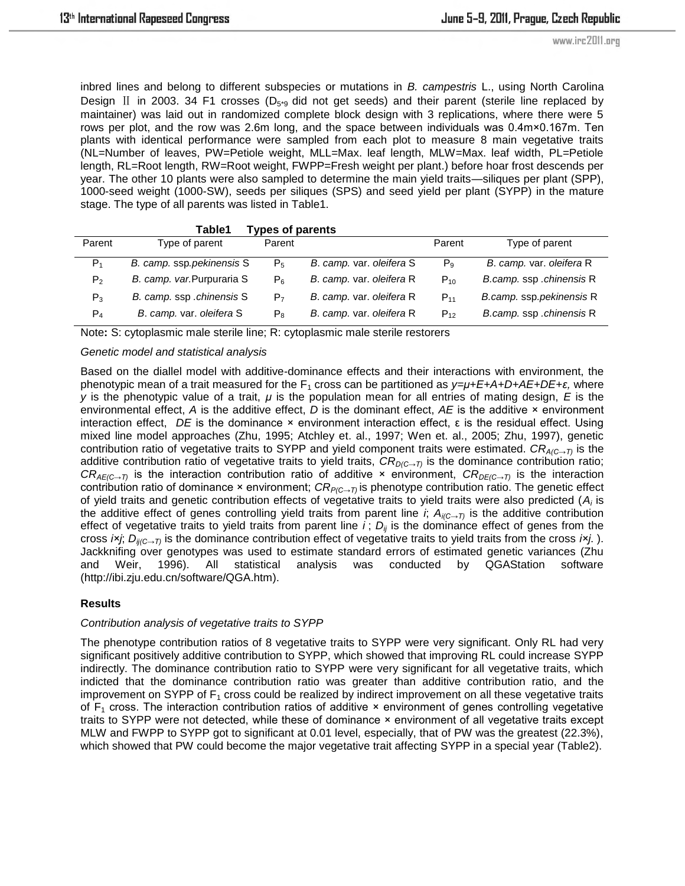inbred lines and belong to different subspecies or mutations in *B. campestris* L., using North Carolina Design Ⅱ in 2003. 34 F1 crosses ($D_{5*9}$ did not get seeds) and their parent (sterile line replaced by maintainer) was laid out in randomized complete block design with 3 replications, where there were 5 rows per plot, and the row was 2.6m long, and the space between individuals was 0.4m×0.167m. Ten plants with identical performance were sampled from each plot to measure 8 main vegetative traits (NL=Number of leaves, PW=Petiole weight, MLL=Max. leaf length, MLW=Max. leaf width, PL=Petiole length, RL=Root length, RW=Root weight, FWPP=Fresh weight per plant.) before hoar frost descends per year. The other 10 plants were also sampled to determine the main yield traits—siliques per plant (SPP), 1000-seed weight (1000-SW), seeds per siliques (SPS) and seed yield per plant (SYPP) in the mature stage. The type of all parents was listed in Table1.

**Table1 Types of parents**

| Parent | Type of parent | Parent | | Parent | Type of parent |
|---|---|---|---|---|---|
| $P_1$ | *B. camp.* ssp.*pekinensis* S | $P_5$ | *B. camp.* var. *oleifera* S | $P_9$ | *B. camp.* var. *oleifera* R |
| $P_2$ | *B. camp. var.*Purpuraria S | $P_6$ | *B. camp.* var. *oleifera* R | $P_{10}$ | *B.camp.* ssp .*chinensis* R |
| $P_3$ | *B. camp.* ssp .*chinensis* S | $P_7$ | *B. camp.* var. *oleifera* R | $P_{11}$ | *B.camp.* ssp.*pekinensis* R |
| $P_4$ | *B. camp.* var. *oleifera* S | $P_8$ | *B. camp.* var. *oleifera* R | $P_{12}$ | *B.camp.* ssp .*chinensis* R |

Note**:** S: cytoplasmic male sterile line; R: cytoplasmic male sterile restorers

*Genetic model and statistical analysis*

Based on the diallel model with additive-dominance effects and their interactions with environment, the phenotypic mean of a trait measured for the $F_1$ cross can be partitioned as $y=\mu+E+A+D+AE+DE+\varepsilon$, where $y$ is the phenotypic value of a trait, $\mu$ is the population mean for all entries of mating design, $E$ is the environmental effect, $A$ is the additive effect, $D$ is the dominant effect, $AE$ is the additive × environment interaction effect, $DE$ is the dominance × environment interaction effect, ε is the residual effect. Using mixed line model approaches (Zhu, 1995; Atchley et. al., 1997; Wen et. al., 2005; Zhu, 1997), genetic contribution ratio of vegetative traits to SYPP and yield component traits were estimated. $CR_{A(C\to T)}$ is the additive contribution ratio of vegetative traits to yield traits, $CR_{D(C\to T)}$ is the dominance contribution ratio; $CR_{AE(C\to T)}$ is the interaction contribution ratio of additive × environment, $CR_{DE(C\to T)}$ is the interaction contribution ratio of dominance × environment; $CR_{P(C\to T)}$ is phenotype contribution ratio. The genetic effect of yield traits and genetic contribution effects of vegetative traits to yield traits were also predicted ($A_i$ is the additive effect of genes controlling yield traits from parent line $i$; $A_{i(C\to T)}$ is the additive contribution effect of vegetative traits to yield traits from parent line $i$ ; $D_{ij}$ is the dominance effect of genes from the cross $i$×$j$; $D_{ij(C\to T)}$ is the dominance contribution effect of vegetative traits to yield traits from the cross $i$×$j$. ). Jackknifing over genotypes was used to estimate standard errors of estimated genetic variances (Zhu and Weir, 1996). All statistical analysis was conducted by QGAStation software (http://ibi.zju.edu.cn/software/QGA.htm).

## Results

*Contribution analysis of vegetative traits to SYPP*

The phenotype contribution ratios of 8 vegetative traits to SYPP were very significant. Only RL had very significant positively additive contribution to SYPP, which showed that improving RL could increase SYPP indirectly. The dominance contribution ratio to SYPP were very significant for all vegetative traits, which indicted that the dominance contribution ratio was greater than additive contribution ratio, and the improvement on SYPP of $F_1$ cross could be realized by indirect improvement on all these vegetative traits of $F_1$ cross. The interaction contribution ratios of additive × environment of genes controlling vegetative traits to SYPP were not detected, while these of dominance × environment of all vegetative traits except MLW and FWPP to SYPP got to significant at 0.01 level, especially, that of PW was the greatest (22.3%), which showed that PW could become the major vegetative trait affecting SYPP in a special year (Table2).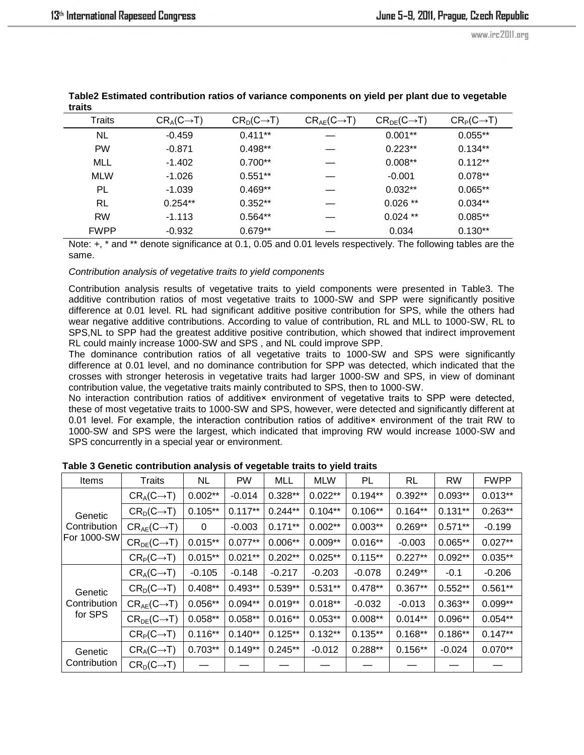**Table2 Estimated contribution ratios of variance components on yield per plant due to vegetable traits**

| Traits | $CR_A(C\rightarrow T)$ | $CR_D(C\rightarrow T)$ | $CR_{AE}(C\rightarrow T)$ | $CR_{DE}(C\rightarrow T)$ | $CR_P(C\rightarrow T)$ |
|---|---|---|---|---|---|
| NL | -0.459 | 0.411** | — | 0.001** | 0.055** |
| PW | -0.871 | 0.498** | — | 0.223** | 0.134** |
| MLL | -1.402 | 0.700** | — | 0.008** | 0.112** |
| MLW | -1.026 | 0.551** | — | -0.001 | 0.078** |
| PL | -1.039 | 0.469** | — | 0.032** | 0.065** |
| RL | 0.254** | 0.352** | — | 0.026 ** | 0.034** |
| RW | -1.113 | 0.564** | — | 0.024 ** | 0.085** |
| FWPP | -0.932 | 0.679** | — | 0.034 | 0.130** |

Note: +, * and ** denote significance at 0.1, 0.05 and 0.01 levels respectively. The following tables are the same.

*Contribution analysis of vegetative traits to yield components*

Contribution analysis results of vegetative traits to yield components were presented in Table3. The additive contribution ratios of most vegetative traits to 1000-SW and SPP were significantly positive difference at 0.01 level. RL had significant additive positive contribution for SPS, while the others had wear negative additive contributions. According to value of contribution, RL and MLL to 1000-SW, RL to SPS,NL to SPP had the greatest additive positive contribution, which showed that indirect improvement RL could mainly increase 1000-SW and SPS , and NL could improve SPP.

The dominance contribution ratios of all vegetative traits to 1000-SW and SPS were significantly difference at 0.01 level, and no dominance contribution for SPP was detected, which indicated that the crosses with stronger heterosis in vegetative traits had larger 1000-SW and SPS, in view of dominant contribution value, the vegetative traits mainly contributed to SPS, then to 1000-SW.

No interaction contribution ratios of additive× environment of vegetative traits to SPP were detected, these of most vegetative traits to 1000-SW and SPS, however, were detected and significantly different at 0.01 level. For example, the interaction contribution ratios of additive× environment of the trait RW to 1000-SW and SPS were the largest, which indicated that improving RW would increase 1000-SW and SPS concurrently in a special year or environment.

**Table 3 Genetic contribution analysis of vegetable traits to yield traits**

| Items | Traits | NL | PW | MLL | MLW | PL | RL | RW | FWPP |
|---|---|---|---|---|---|---|---|---|---|
| Genetic Contribution For 1000-SW | $CR_A(C\rightarrow T)$ | 0.002** | -0.014 | 0.328** | 0.022** | 0.194** | 0.392** | 0.093** | 0.013** |
| | $CR_D(C\rightarrow T)$ | 0.105** | 0.117** | 0.244** | 0.104** | 0.106** | 0.164** | 0.131** | 0.263** |
| | $CR_{AE}(C\rightarrow T)$ | 0 | -0.003 | 0.171** | 0.002** | 0.003** | 0.269** | 0.571** | -0.199 |
| | $CR_{DE}(C\rightarrow T)$ | 0.015** | 0.077** | 0.006** | 0.009** | 0.016** | -0.003 | 0.065** | 0.027** |
| | $CR_P(C\rightarrow T)$ | 0.015** | 0.021** | 0.202** | 0.025** | 0.115** | 0.227** | 0.092** | 0.035** |
| Genetic Contribution for SPS | $CR_A(C\rightarrow T)$ | -0.105 | -0.148 | -0.217 | -0.203 | -0.078 | 0.249** | -0.1 | -0.206 |
| | $CR_D(C\rightarrow T)$ | 0.408** | 0.493** | 0.539** | 0.531** | 0.478** | 0.367** | 0.552** | 0.561** |
| | $CR_{AE}(C\rightarrow T)$ | 0.056** | 0.094** | 0.019** | 0.018** | -0.032 | -0.013 | 0.363** | 0.099** |
| | $CR_{DE}(C\rightarrow T)$ | 0.058** | 0.058** | 0.016** | 0.053** | 0.008** | 0.014** | 0.096** | 0.054** |
| | $CR_P(C\rightarrow T)$ | 0.116** | 0.140** | 0.125** | 0.132** | 0.135** | 0.168** | 0.186** | 0.147** |
| Genetic Contribution | $CR_A(C\rightarrow T)$ | 0.703** | 0.149** | 0.245** | -0.012 | 0.288** | 0.156** | -0.024 | 0.070** |
| | $CR_D(C\rightarrow T)$ | — | — | — | — | — | — | — | — |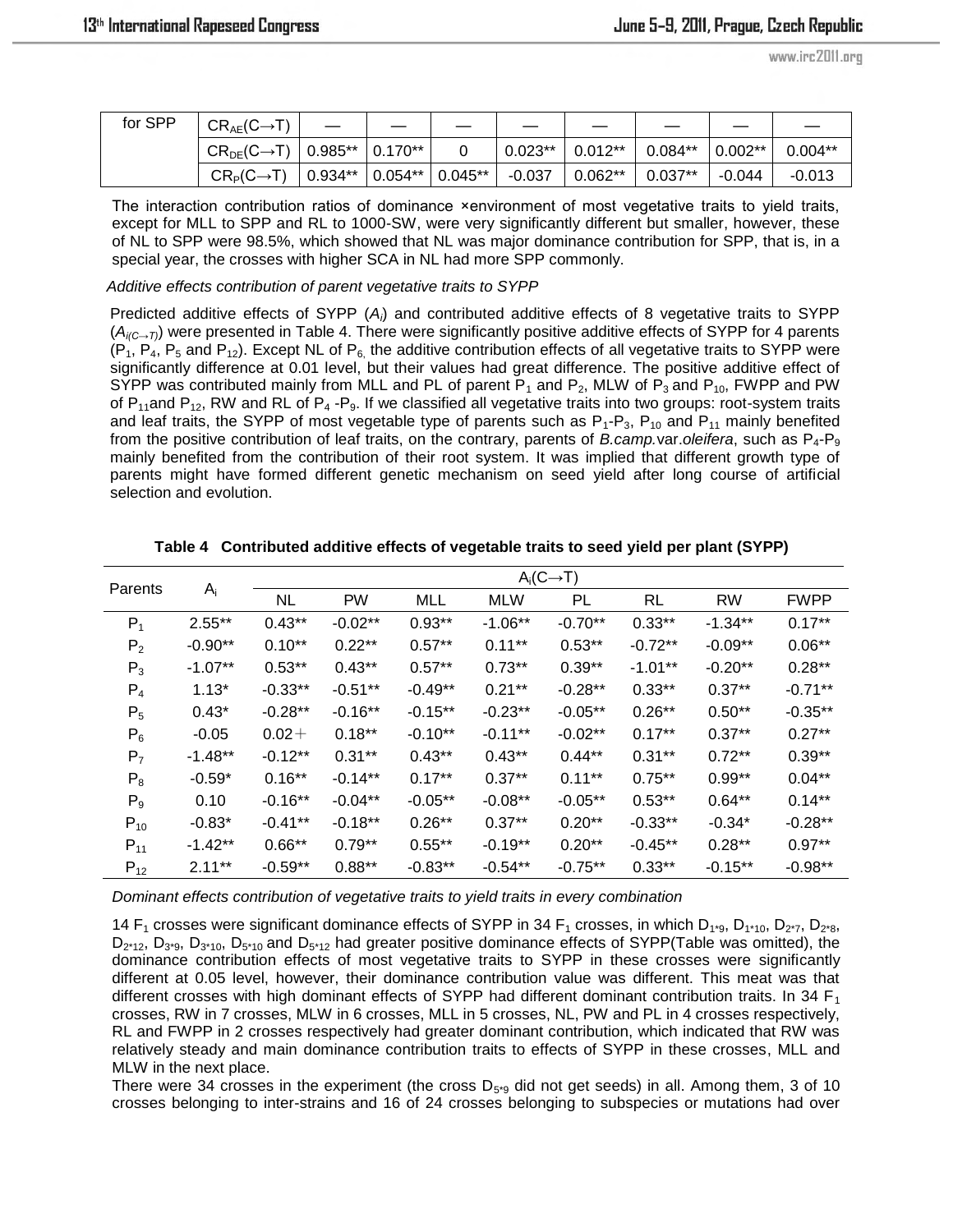| | | | | | | | | | |
|---|---|---|---|---|---|---|---|---|---|
| for SPP | $CR_{AE}(C\rightarrow T)$ | — | — | — | — | — | — | — | — |
| | $CR_{DE}(C\rightarrow T)$ | 0.985** | 0.170** | 0 | 0.023** | 0.012** | 0.084** | 0.002** | 0.004** |
| | $CR_{P}(C\rightarrow T)$ | 0.934** | 0.054** | 0.045** | -0.037 | 0.062** | 0.037** | -0.044 | -0.013 |

The interaction contribution ratios of dominance ×environment of most vegetative traits to yield traits, except for MLL to SPP and RL to 1000-SW, were very significantly different but smaller, however, these of NL to SPP were 98.5%, which showed that NL was major dominance contribution for SPP, that is, in a special year, the crosses with higher SCA in NL had more SPP commonly.

*Additive effects contribution of parent vegetative traits to SYPP*

Predicted additive effects of SYPP ($A_i$) and contributed additive effects of 8 vegetative traits to SYPP ($A_{i(C\rightarrow T)}$) were presented in Table 4. There were significantly positive additive effects of SYPP for 4 parents ($P_1$, $P_4$, $P_5$ and $P_{12}$). Except NL of $P_6$, the additive contribution effects of all vegetative traits to SYPP were significantly difference at 0.01 level, but their values had great difference. The positive additive effect of SYPP was contributed mainly from MLL and PL of parent $P_1$ and $P_2$, MLW of $P_3$ and $P_{10}$, FWPP and PW of $P_{11}$and $P_{12}$, RW and RL of $P_4$ -$P_9$. If we classified all vegetative traits into two groups: root-system traits and leaf traits, the SYPP of most vegetable type of parents such as $P_1$-$P_3$, $P_{10}$ and $P_{11}$ mainly benefited from the positive contribution of leaf traits, on the contrary, parents of *B.camp.*var.*oleifera*, such as $P_4$-$P_9$ mainly benefited from the contribution of their root system. It was implied that different growth type of parents might have formed different genetic mechanism on seed yield after long course of artificial selection and evolution.

**Table 4 Contributed additive effects of vegetable traits to seed yield per plant (SYPP)**

| Parents | $A_i$ | $A_i(C\rightarrow T)$ | | | | | | | |
|---|---|---|---|---|---|---|---|---|---|
| | | NL | PW | MLL | MLW | PL | RL | RW | FWPP |
| $P_1$ | 2.55** | 0.43** | -0.02** | 0.93** | -1.06** | -0.70** | 0.33** | -1.34** | 0.17** |
| $P_2$ | -0.90** | 0.10** | 0.22** | 0.57** | 0.11** | 0.53** | -0.72** | -0.09** | 0.06** |
| $P_3$ | -1.07** | 0.53** | 0.43** | 0.57** | 0.73** | 0.39** | -1.01** | -0.20** | 0.28** |
| $P_4$ | 1.13* | -0.33** | -0.51** | -0.49** | 0.21** | -0.28** | 0.33** | 0.37** | -0.71** |
| $P_5$ | 0.43* | -0.28** | -0.16** | -0.15** | -0.23** | -0.05** | 0.26** | 0.50** | -0.35** |
| $P_6$ | -0.05 | 0.02+ | 0.18** | -0.10** | -0.11** | -0.02** | 0.17** | 0.37** | 0.27** |
| $P_7$ | -1.48** | -0.12** | 0.31** | 0.43** | 0.43** | 0.44** | 0.31** | 0.72** | 0.39** |
| $P_8$ | -0.59* | 0.16** | -0.14** | 0.17** | 0.37** | 0.11** | 0.75** | 0.99** | 0.04** |
| $P_9$ | 0.10 | -0.16** | -0.04** | -0.05** | -0.08** | -0.05** | 0.53** | 0.64** | 0.14** |
| $P_{10}$ | -0.83* | -0.41** | -0.18** | 0.26** | 0.37** | 0.20** | -0.33** | -0.34* | -0.28** |
| $P_{11}$ | -1.42** | 0.66** | 0.79** | 0.55** | -0.19** | 0.20** | -0.45** | 0.28** | 0.97** |
| $P_{12}$ | 2.11** | -0.59** | 0.88** | -0.83** | -0.54** | -0.75** | 0.33** | -0.15** | -0.98** |

*Dominant effects contribution of vegetative traits to yield traits in every combination*

14 $F_1$ crosses were significant dominance effects of SYPP in 34 $F_1$ crosses, in which $D_{1*9}$, $D_{1*10}$, $D_{2*7}$, $D_{2*8}$, $D_{2*12}$, $D_{3*9}$, $D_{3*10}$, $D_{5*10}$ and $D_{5*12}$ had greater positive dominance effects of SYPP(Table was omitted), the dominance contribution effects of most vegetative traits to SYPP in these crosses were significantly different at 0.05 level, however, their dominance contribution value was different. This meat was that different crosses with high dominant effects of SYPP had different dominant contribution traits. In 34 $F_1$ crosses, RW in 7 crosses, MLW in 6 crosses, MLL in 5 crosses, NL, PW and PL in 4 crosses respectively, RL and FWPP in 2 crosses respectively had greater dominant contribution, which indicated that RW was relatively steady and main dominance contribution traits to effects of SYPP in these crosses, MLL and MLW in the next place.

There were 34 crosses in the experiment (the cross $D_{5*9}$ did not get seeds) in all. Among them, 3 of 10 crosses belonging to inter-strains and 16 of 24 crosses belonging to subspecies or mutations had over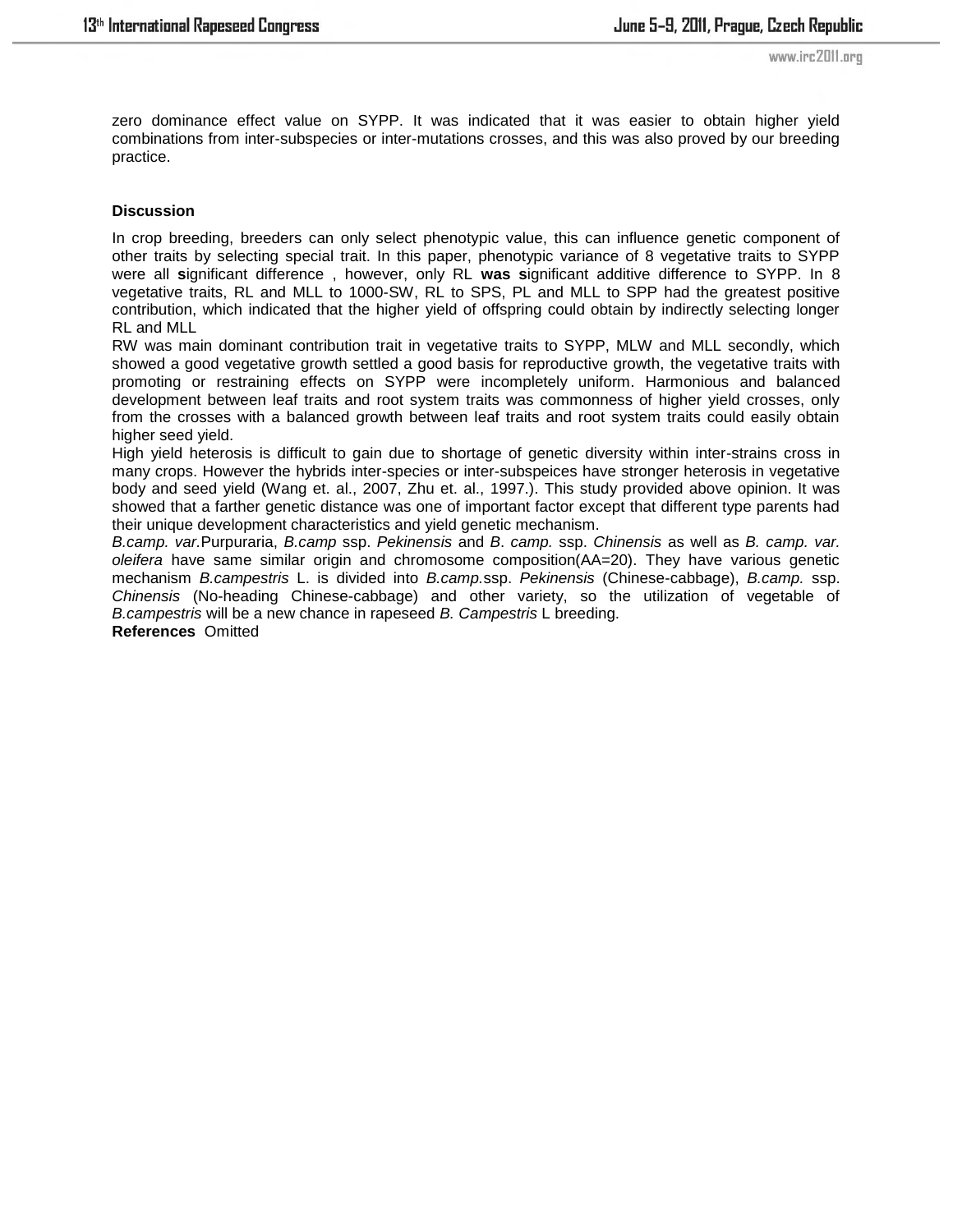zero dominance effect value on SYPP. It was indicated that it was easier to obtain higher yield combinations from inter-subspecies or inter-mutations crosses, and this was also proved by our breeding practice.

## Discussion

In crop breeding, breeders can only select phenotypic value, this can influence genetic component of other traits by selecting special trait. In this paper, phenotypic variance of 8 vegetative traits to SYPP were all **s**ignificant difference , however, only RL **was s**ignificant additive difference to SYPP. In 8 vegetative traits, RL and MLL to 1000-SW, RL to SPS, PL and MLL to SPP had the greatest positive contribution, which indicated that the higher yield of offspring could obtain by indirectly selecting longer RL and MLL

RW was main dominant contribution trait in vegetative traits to SYPP, MLW and MLL secondly, which showed a good vegetative growth settled a good basis for reproductive growth, the vegetative traits with promoting or restraining effects on SYPP were incompletely uniform. Harmonious and balanced development between leaf traits and root system traits was commonness of higher yield crosses, only from the crosses with a balanced growth between leaf traits and root system traits could easily obtain higher seed yield.

High yield heterosis is difficult to gain due to shortage of genetic diversity within inter-strains cross in many crops. However the hybrids inter-species or inter-subspeices have stronger heterosis in vegetative body and seed yield (Wang et. al., 2007, Zhu et. al., 1997.). This study provided above opinion. It was showed that a farther genetic distance was one of important factor except that different type parents had their unique development characteristics and yield genetic mechanism.

*B.camp. var.*Purpuraria, *B.camp* ssp. *Pekinensis* and *B*. *camp.* ssp. *Chinensis* as well as *B. camp. var. oleifera* have same similar origin and chromosome composition(AA=20). They have various genetic mechanism *B.campestris* L. is divided into *B.camp.*ssp. *Pekinensis* (Chinese-cabbage), *B.camp.* ssp. *Chinensis* (No-heading Chinese-cabbage) and other variety, so the utilization of vegetable of *B.campestris* will be a new chance in rapeseed *B. Campestris* L breeding.

**References** Omitted